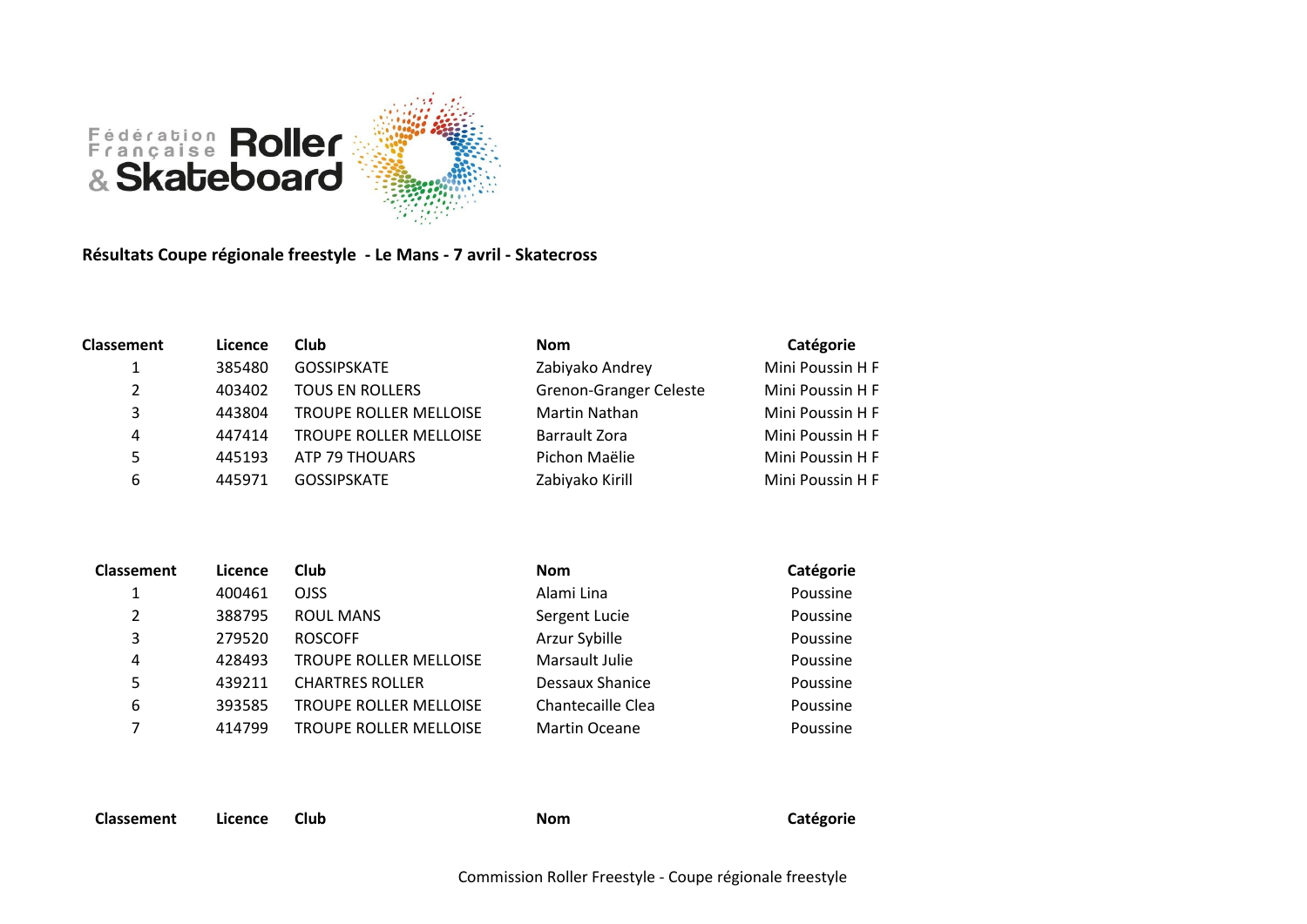Fédération Française Roller & Skateboard

**Résultats Coupe régionale freestyle - Le Mans - 7 avril - Skatecross**

| Classement | Licence | Club | Nom | Catégorie |
|---|---|---|---|---|
| 1 | 385480 | GOSSIPSKATE | Zabiyako Andrey | Mini Poussin H F |
| 2 | 403402 | TOUS EN ROLLERS | Grenon-Granger Celeste | Mini Poussin H F |
| 3 | 443804 | TROUPE ROLLER MELLOISE | Martin Nathan | Mini Poussin H F |
| 4 | 447414 | TROUPE ROLLER MELLOISE | Barrault Zora | Mini Poussin H F |
| 5 | 445193 | ATP 79 THOUARS | Pichon Maëlie | Mini Poussin H F |
| 6 | 445971 | GOSSIPSKATE | Zabiyako Kirill | Mini Poussin H F |

| Classement | Licence | Club | Nom | Catégorie |
|---|---|---|---|---|
| 1 | 400461 | OJSS | Alami Lina | Poussine |
| 2 | 388795 | ROUL MANS | Sergent Lucie | Poussine |
| 3 | 279520 | ROSCOFF | Arzur Sybille | Poussine |
| 4 | 428493 | TROUPE ROLLER MELLOISE | Marsault Julie | Poussine |
| 5 | 439211 | CHARTRES ROLLER | Dessaux Shanice | Poussine |
| 6 | 393585 | TROUPE ROLLER MELLOISE | Chantecaille Clea | Poussine |
| 7 | 414799 | TROUPE ROLLER MELLOISE | Martin Oceane | Poussine |

| Classement | Licence | Club | Nom | Catégorie |
|---|---|---|---|---|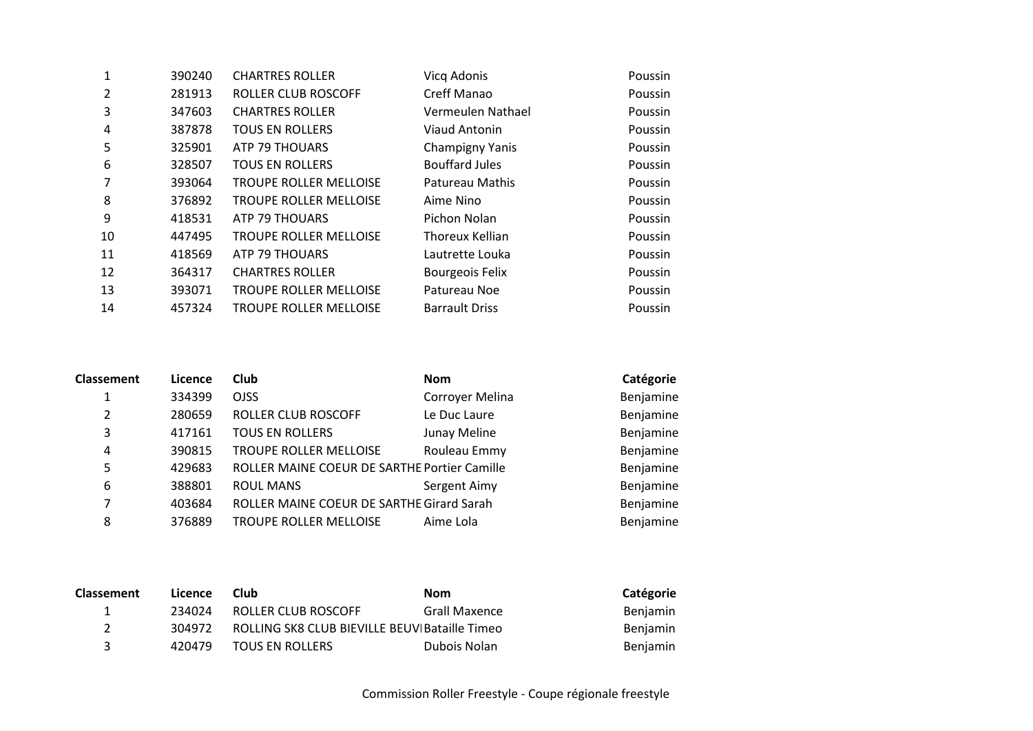| | | | | |
|---|---|---|---|---|
| 1 | 390240 | CHARTRES ROLLER | Vicq Adonis | Poussin |
| 2 | 281913 | ROLLER CLUB ROSCOFF | Creff Manao | Poussin |
| 3 | 347603 | CHARTRES ROLLER | Vermeulen Nathael | Poussin |
| 4 | 387878 | TOUS EN ROLLERS | Viaud Antonin | Poussin |
| 5 | 325901 | ATP 79 THOUARS | Champigny Yanis | Poussin |
| 6 | 328507 | TOUS EN ROLLERS | Bouffard Jules | Poussin |
| 7 | 393064 | TROUPE ROLLER MELLOISE | Patureau Mathis | Poussin |
| 8 | 376892 | TROUPE ROLLER MELLOISE | Aime Nino | Poussin |
| 9 | 418531 | ATP 79 THOUARS | Pichon Nolan | Poussin |
| 10 | 447495 | TROUPE ROLLER MELLOISE | Thoreux Kellian | Poussin |
| 11 | 418569 | ATP 79 THOUARS | Lautrette Louka | Poussin |
| 12 | 364317 | CHARTRES ROLLER | Bourgeois Felix | Poussin |
| 13 | 393071 | TROUPE ROLLER MELLOISE | Patureau Noe | Poussin |
| 14 | 457324 | TROUPE ROLLER MELLOISE | Barrault Driss | Poussin |

| Classement | Licence | Club | Nom | Catégorie |
|---|---|---|---|---|
| 1 | 334399 | OJSS | Corroyer Melina | Benjamine |
| 2 | 280659 | ROLLER CLUB ROSCOFF | Le Duc Laure | Benjamine |
| 3 | 417161 | TOUS EN ROLLERS | Junay Meline | Benjamine |
| 4 | 390815 | TROUPE ROLLER MELLOISE | Rouleau Emmy | Benjamine |
| 5 | 429683 | ROLLER MAINE COEUR DE SARTHE | Portier Camille | Benjamine |
| 6 | 388801 | ROUL MANS | Sergent Aimy | Benjamine |
| 7 | 403684 | ROLLER MAINE COEUR DE SARTHE | Girard Sarah | Benjamine |
| 8 | 376889 | TROUPE ROLLER MELLOISE | Aime Lola | Benjamine |

| Classement | Licence | Club | Nom | Catégorie |
|---|---|---|---|---|
| 1 | 234024 | ROLLER CLUB ROSCOFF | Grall Maxence | Benjamin |
| 2 | 304972 | ROLLING SK8 CLUB BIEVILLE BEUVI | Bataille Timeo | Benjamin |
| 3 | 420479 | TOUS EN ROLLERS | Dubois Nolan | Benjamin |

Commission Roller Freestyle - Coupe régionale freestyle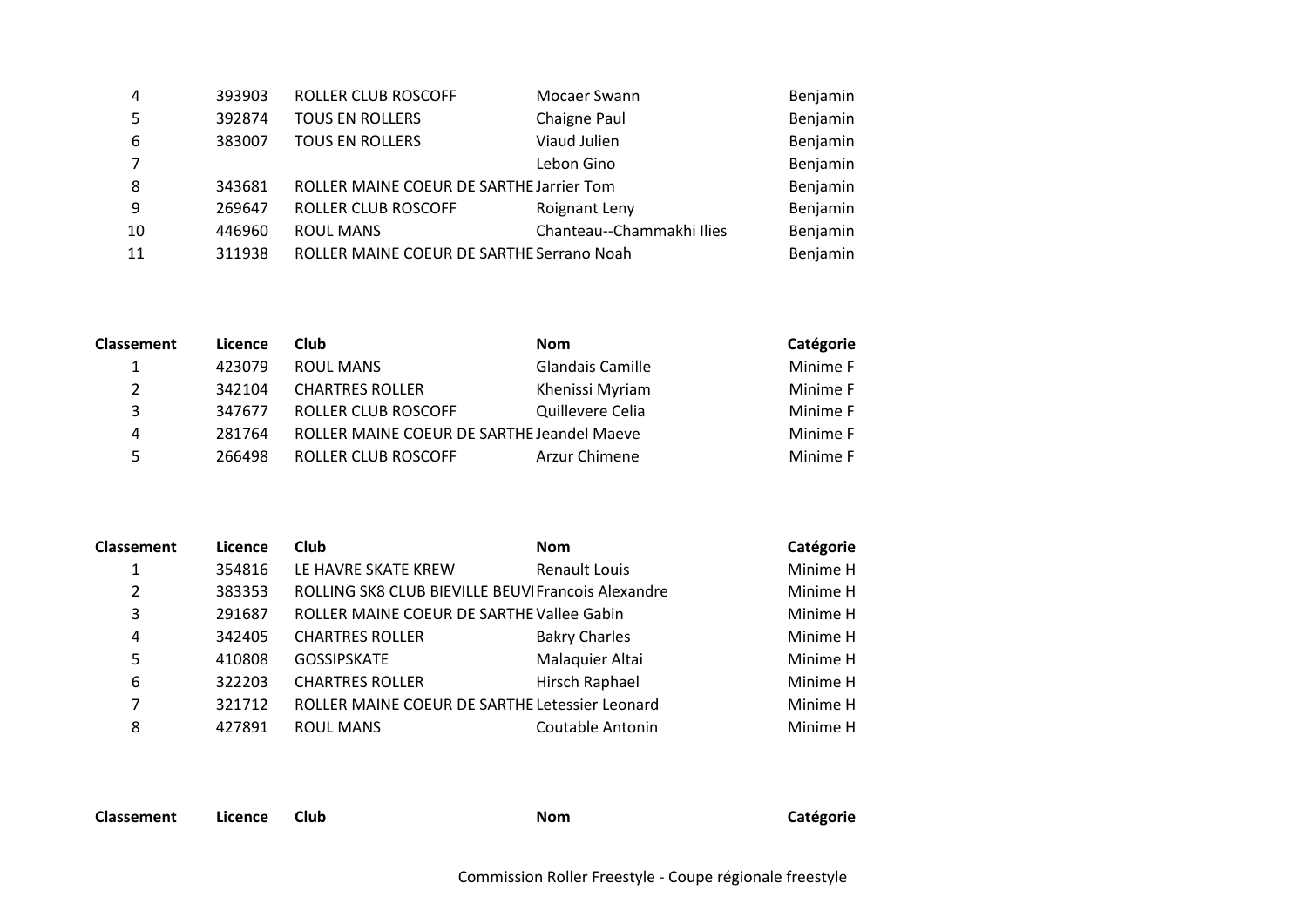| | | | | |
|---|---|---|---|---|
| 4 | 393903 | ROLLER CLUB ROSCOFF | Mocaer Swann | Benjamin |
| 5 | 392874 | TOUS EN ROLLERS | Chaigne Paul | Benjamin |
| 6 | 383007 | TOUS EN ROLLERS | Viaud Julien | Benjamin |
| 7 | | | Lebon Gino | Benjamin |
| 8 | 343681 | ROLLER MAINE COEUR DE SARTHE | Jarrier Tom | Benjamin |
| 9 | 269647 | ROLLER CLUB ROSCOFF | Roignant Leny | Benjamin |
| 10 | 446960 | ROUL MANS | Chanteau--Chammakhi Ilies | Benjamin |
| 11 | 311938 | ROLLER MAINE COEUR DE SARTHE | Serrano Noah | Benjamin |

| Classement | Licence | Club | Nom | Catégorie |
|---|---|---|---|---|
| 1 | 423079 | ROUL MANS | Glandais Camille | Minime F |
| 2 | 342104 | CHARTRES ROLLER | Khenissi Myriam | Minime F |
| 3 | 347677 | ROLLER CLUB ROSCOFF | Quillevere Celia | Minime F |
| 4 | 281764 | ROLLER MAINE COEUR DE SARTHE | Jeandel Maeve | Minime F |
| 5 | 266498 | ROLLER CLUB ROSCOFF | Arzur Chimene | Minime F |

| Classement | Licence | Club | Nom | Catégorie |
|---|---|---|---|---|
| 1 | 354816 | LE HAVRE SKATE KREW | Renault Louis | Minime H |
| 2 | 383353 | ROLLING SK8 CLUB BIEVILLE BEUVI | Francois Alexandre | Minime H |
| 3 | 291687 | ROLLER MAINE COEUR DE SARTHE | Vallee Gabin | Minime H |
| 4 | 342405 | CHARTRES ROLLER | Bakry Charles | Minime H |
| 5 | 410808 | GOSSIPSKATE | Malaquier Altai | Minime H |
| 6 | 322203 | CHARTRES ROLLER | Hirsch Raphael | Minime H |
| 7 | 321712 | ROLLER MAINE COEUR DE SARTHE | Letessier Leonard | Minime H |
| 8 | 427891 | ROUL MANS | Coutable Antonin | Minime H |

| Classement | Licence | Club | Nom | Catégorie |
|---|---|---|---|---|

Commission Roller Freestyle - Coupe régionale freestyle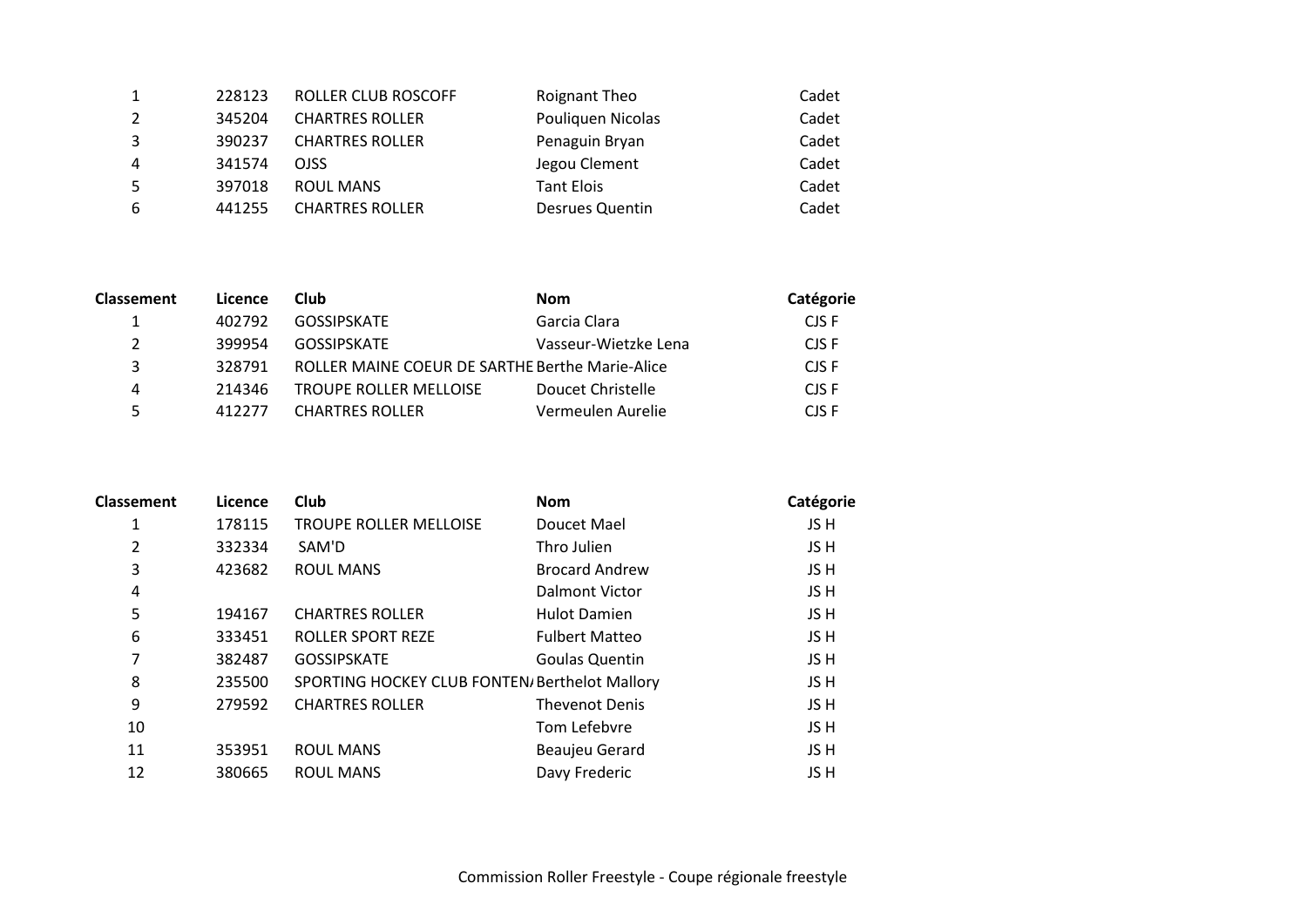| | | | | |
|---|---|---|---|---|
| 1 | 228123 | ROLLER CLUB ROSCOFF | Roignant Theo | Cadet |
| 2 | 345204 | CHARTRES ROLLER | Pouliquen Nicolas | Cadet |
| 3 | 390237 | CHARTRES ROLLER | Penaguin Bryan | Cadet |
| 4 | 341574 | OJSS | Jegou Clement | Cadet |
| 5 | 397018 | ROUL MANS | Tant Elois | Cadet |
| 6 | 441255 | CHARTRES ROLLER | Desrues Quentin | Cadet |

| Classement | Licence | Club | Nom | Catégorie |
|---|---|---|---|---|
| 1 | 402792 | GOSSIPSKATE | Garcia Clara | CJS F |
| 2 | 399954 | GOSSIPSKATE | Vasseur-Wietzke Lena | CJS F |
| 3 | 328791 | ROLLER MAINE COEUR DE SARTHE | Berthe Marie-Alice | CJS F |
| 4 | 214346 | TROUPE ROLLER MELLOISE | Doucet Christelle | CJS F |
| 5 | 412277 | CHARTRES ROLLER | Vermeulen Aurelie | CJS F |

| Classement | Licence | Club | Nom | Catégorie |
|---|---|---|---|---|
| 1 | 178115 | TROUPE ROLLER MELLOISE | Doucet Mael | JS H |
| 2 | 332334 | SAM'D | Thro Julien | JS H |
| 3 | 423682 | ROUL MANS | Brocard Andrew | JS H |
| 4 | | | Dalmont Victor | JS H |
| 5 | 194167 | CHARTRES ROLLER | Hulot Damien | JS H |
| 6 | 333451 | ROLLER SPORT REZE | Fulbert Matteo | JS H |
| 7 | 382487 | GOSSIPSKATE | Goulas Quentin | JS H |
| 8 | 235500 | SPORTING HOCKEY CLUB FONTEN/ | Berthelot Mallory | JS H |
| 9 | 279592 | CHARTRES ROLLER | Thevenot Denis | JS H |
| 10 | | | Tom Lefebvre | JS H |
| 11 | 353951 | ROUL MANS | Beaujeu Gerard | JS H |
| 12 | 380665 | ROUL MANS | Davy Frederic | JS H |

Commission Roller Freestyle - Coupe régionale freestyle